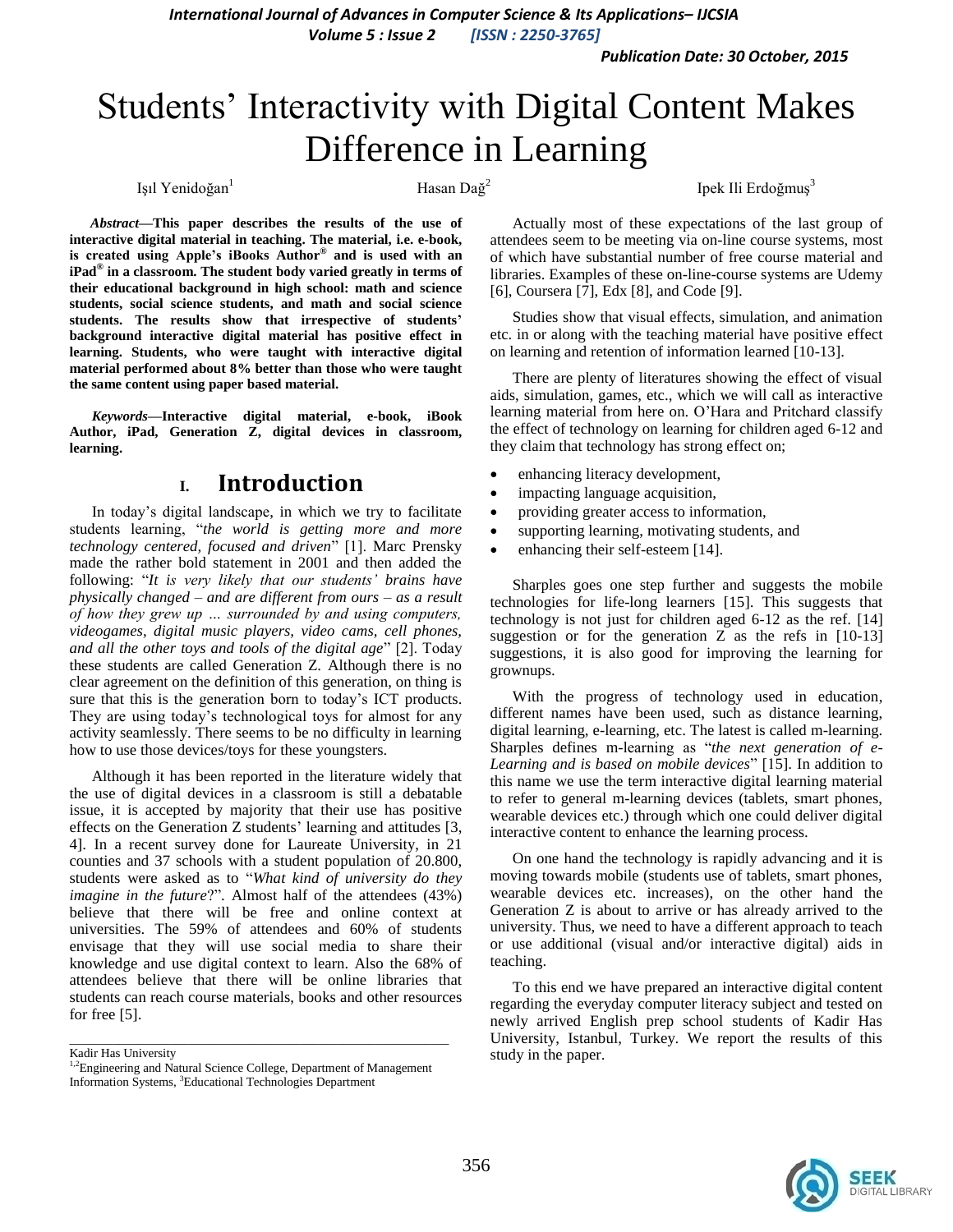# Students' Interactivity with Digital Content Makes Difference in Learning

Işıl Yenidoğan[1] Hasan Dağ[2] Ipek Ili Erdoğmuş[3]

***Abstract*—This paper describes the results of the use of interactive digital material in teaching. The material, i.e. e-book, is created using Apple's iBooks Author® and is used with an iPad® in a classroom. The student body varied greatly in terms of their educational background in high school: math and science students, social science students, and math and social science students. The results show that irrespective of students' background interactive digital material has positive effect in learning. Students, who were taught with interactive digital material performed about 8% better than those who were taught the same content using paper based material.**

***Keywords*—Interactive digital material, e-book, iBook Author, iPad, Generation Z, digital devices in classroom, learning.**

## I. Introduction

In today's digital landscape, in which we try to facilitate students learning, "*the world is getting more and more technology centered, focused and driven*" [1]. Marc Prensky made the rather bold statement in 2001 and then added the following: "*It is very likely that our students' brains have physically changed – and are different from ours – as a result of how they grew up … surrounded by and using computers, videogames, digital music players, video cams, cell phones, and all the other toys and tools of the digital age*" [2]. Today these students are called Generation Z. Although there is no clear agreement on the definition of this generation, on thing is sure that this is the generation born to today's ICT products. They are using today's technological toys for almost for any activity seamlessly. There seems to be no difficulty in learning how to use those devices/toys for these youngsters.

Although it has been reported in the literature widely that the use of digital devices in a classroom is still a debatable issue, it is accepted by majority that their use has positive effects on the Generation Z students' learning and attitudes [3, 4]. In a recent survey done for Laureate University, in 21 counties and 37 schools with a student population of 20.800, students were asked as to "*What kind of university do they imagine in the future*?". Almost half of the attendees (43%) believe that there will be free and online context at universities. The 59% of attendees and 60% of students envisage that they will use social media to share their knowledge and use digital context to learn. Also the 68% of attendees believe that there will be online libraries that students can reach course materials, books and other resources for free [5].

Actually most of these expectations of the last group of attendees seem to be meeting via on-line course systems, most of which have substantial number of free course material and libraries. Examples of these on-line-course systems are Udemy [6], Coursera [7], Edx [8], and Code [9].

Studies show that visual effects, simulation, and animation etc. in or along with the teaching material have positive effect on learning and retention of information learned [10-13].

There are plenty of literatures showing the effect of visual aids, simulation, games, etc., which we will call as interactive learning material from here on. O'Hara and Pritchard classify the effect of technology on learning for children aged 6-12 and they claim that technology has strong effect on;

- enhancing literacy development,
- impacting language acquisition,
- providing greater access to information,
- supporting learning, motivating students, and
- enhancing their self-esteem [14].

Sharples goes one step further and suggests the mobile technologies for life-long learners [15]. This suggests that technology is not just for children aged 6-12 as the ref. [14] suggestion or for the generation Z as the refs in [10-13] suggestions, it is also good for improving the learning for grownups.

With the progress of technology used in education, different names have been used, such as distance learning, digital learning, e-learning, etc. The latest is called m-learning. Sharples defines m-learning as "*the next generation of e-Learning and is based on mobile devices*" [15]. In addition to this name we use the term interactive digital learning material to refer to general m-learning devices (tablets, smart phones, wearable devices etc.) through which one could deliver digital interactive content to enhance the learning process.

On one hand the technology is rapidly advancing and it is moving towards mobile (students use of tablets, smart phones, wearable devices etc. increases), on the other hand the Generation Z is about to arrive or has already arrived to the university. Thus, we need to have a different approach to teach or use additional (visual and/or interactive digital) aids in teaching.

To this end we have prepared an interactive digital content regarding the everyday computer literacy subject and tested on newly arrived English prep school students of Kadir Has University, Istanbul, Turkey. We report the results of this study in the paper.

---

Kadir Has University
[1,2]Engineering and Natural Science College, Department of Management Information Systems, [3]Educational Technologies Department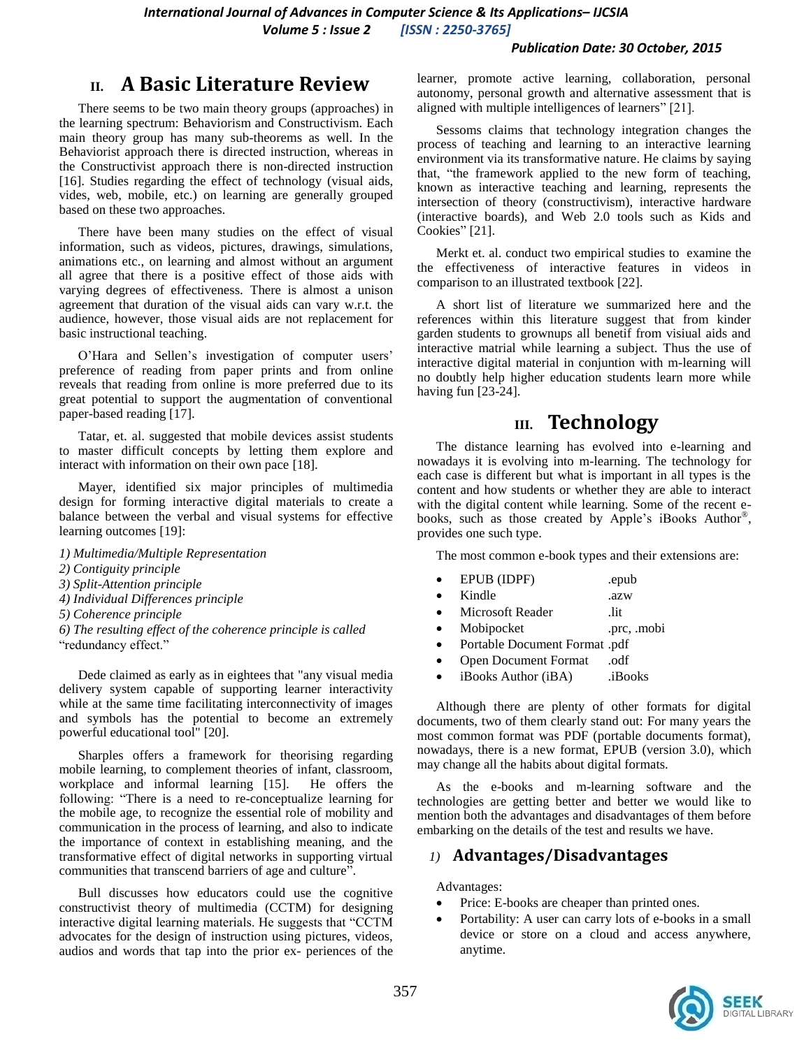## II. A Basic Literature Review

There seems to be two main theory groups (approaches) in the learning spectrum: Behaviorism and Constructivism. Each main theory group has many sub-theorems as well. In the Behaviorist approach there is directed instruction, whereas in the Constructivist approach there is non-directed instruction [16]. Studies regarding the effect of technology (visual aids, vides, web, mobile, etc.) on learning are generally grouped based on these two approaches.

There have been many studies on the effect of visual information, such as videos, pictures, drawings, simulations, animations etc., on learning and almost without an argument all agree that there is a positive effect of those aids with varying degrees of effectiveness. There is almost a unison agreement that duration of the visual aids can vary w.r.t. the audience, however, those visual aids are not replacement for basic instructional teaching.

O'Hara and Sellen's investigation of computer users' preference of reading from paper prints and from online reveals that reading from online is more preferred due to its great potential to support the augmentation of conventional paper-based reading [17].

Tatar, et. al. suggested that mobile devices assist students to master difficult concepts by letting them explore and interact with information on their own pace [18].

Mayer, identified six major principles of multimedia design for forming interactive digital materials to create a balance between the verbal and visual systems for effective learning outcomes [19]:

*1) Multimedia/Multiple Representation*
*2) Contiguity principle*
*3) Split-Attention principle*
*4) Individual Differences principle*
*5) Coherence principle*
*6) The resulting effect of the coherence principle is called* "redundancy effect."

Dede claimed as early as in eightees that "any visual media delivery system capable of supporting learner interactivity while at the same time facilitating interconnectivity of images and symbols has the potential to become an extremely powerful educational tool" [20].

Sharples offers a framework for theorising regarding mobile learning, to complement theories of infant, classroom, workplace and informal learning [15]. He offers the following: "There is a need to re-conceptualize learning for the mobile age, to recognize the essential role of mobility and communication in the process of learning, and also to indicate the importance of context in establishing meaning, and the transformative effect of digital networks in supporting virtual communities that transcend barriers of age and culture".

Bull discusses how educators could use the cognitive constructivist theory of multimedia (CCTM) for designing interactive digital learning materials. He suggests that "CCTM advocates for the design of instruction using pictures, videos, audios and words that tap into the prior ex- periences of the learner, promote active learning, collaboration, personal autonomy, personal growth and alternative assessment that is aligned with multiple intelligences of learners" [21].

Sessoms claims that technology integration changes the process of teaching and learning to an interactive learning environment via its transformative nature. He claims by saying that, "the framework applied to the new form of teaching, known as interactive teaching and learning, represents the intersection of theory (constructivism), interactive hardware (interactive boards), and Web 2.0 tools such as Kids and Cookies" [21].

Merkt et. al. conduct two empirical studies to examine the the effectiveness of interactive features in videos in comparison to an illustrated textbook [22].

A short list of literature we summarized here and the references within this literature suggest that from kinder garden students to grownups all benetif from visiual aids and interactive matrial while learning a subject. Thus the use of interactive digital material in conjuntion with m-learning will no doubtly help higher education students learn more while having fun [23-24].

## III. Technology

The distance learning has evolved into e-learning and nowadays it is evolving into m-learning. The technology for each case is different but what is important in all types is the content and how students or whether they are able to interact with the digital content while learning. Some of the recent e-books, such as those created by Apple's iBooks Author®, provides one such type.

The most common e-book types and their extensions are:

- EPUB (IDPF) .epub
- Kindle .azw
- Microsoft Reader .lit
- Mobipocket .prc, .mobi
- Portable Document Format .pdf
- Open Document Format .odf
- iBooks Author (iBA) .iBooks

Although there are plenty of other formats for digital documents, two of them clearly stand out: For many years the most common format was PDF (portable documents format), nowadays, there is a new format, EPUB (version 3.0), which may change all the habits about digital formats.

As the e-books and m-learning software and the technologies are getting better and better we would like to mention both the advantages and disadvantages of them before embarking on the details of the test and results we have.

### *1)* Advantages/Disadvantages

Advantages:

- Price: E-books are cheaper than printed ones.
- Portability: A user can carry lots of e-books in a small device or store on a cloud and access anywhere, anytime.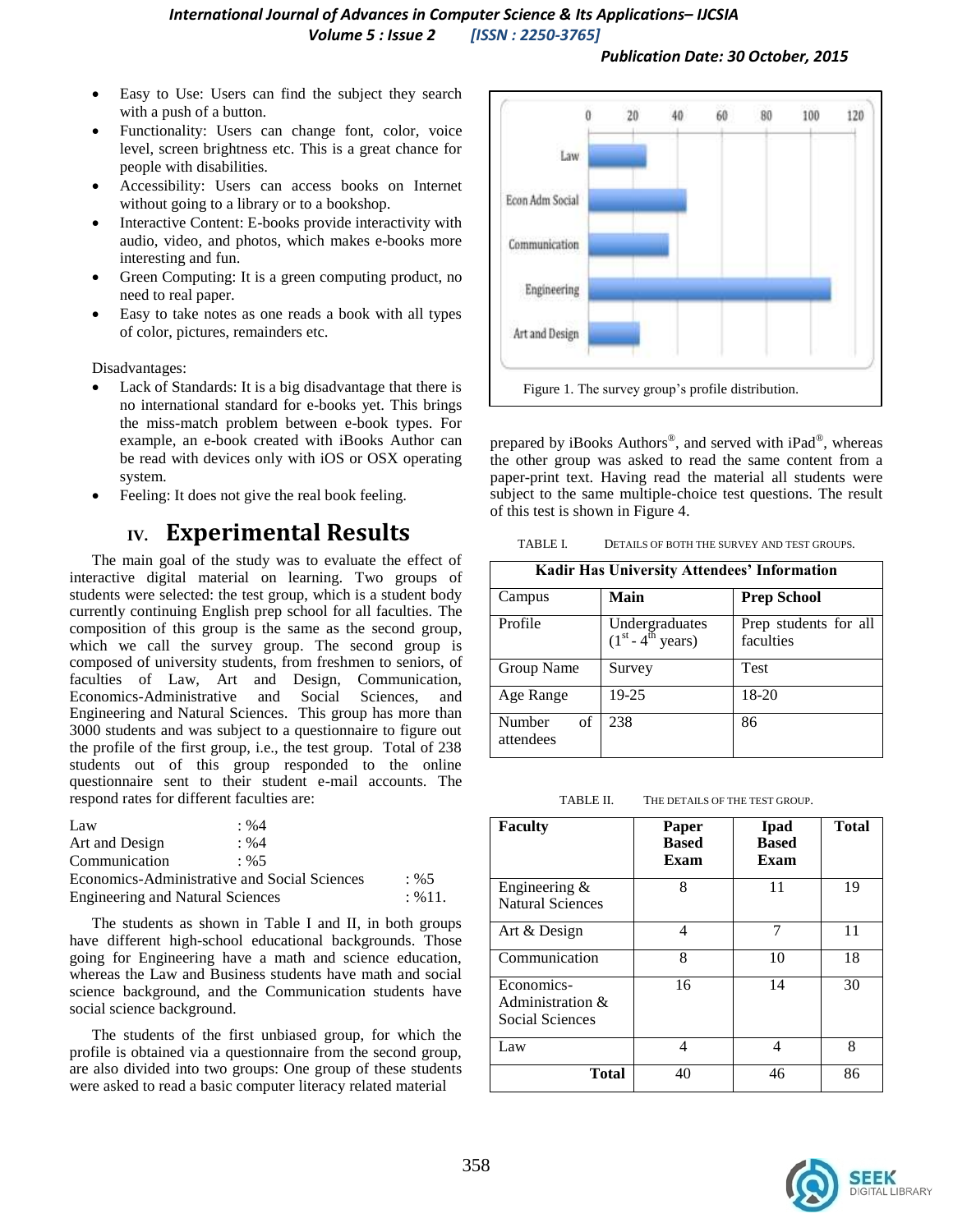- Easy to Use: Users can find the subject they search with a push of a button.
- Functionality: Users can change font, color, voice level, screen brightness etc. This is a great chance for people with disabilities.
- Accessibility: Users can access books on Internet without going to a library or to a bookshop.
- Interactive Content: E-books provide interactivity with audio, video, and photos, which makes e-books more interesting and fun.
- Green Computing: It is a green computing product, no need to real paper.
- Easy to take notes as one reads a book with all types of color, pictures, remainders etc.

Disadvantages:

- Lack of Standards: It is a big disadvantage that there is no international standard for e-books yet. This brings the miss-match problem between e-book types. For example, an e-book created with iBooks Author can be read with devices only with iOS or OSX operating system.
- Feeling: It does not give the real book feeling.

## IV. Experimental Results

The main goal of the study was to evaluate the effect of interactive digital material on learning. Two groups of students were selected: the test group, which is a student body currently continuing English prep school for all faculties. The composition of this group is the same as the second group, which we call the survey group. The second group is composed of university students, from freshmen to seniors, of faculties of Law, Art and Design, Communication, Economics-Administrative and Social Sciences, and Engineering and Natural Sciences. This group has more than 3000 students and was subject to a questionnaire to figure out the profile of the first group, i.e., the test group. Total of 238 students out of this group responded to the online questionnaire sent to their student e-mail accounts. The respond rates for different faculties are:

Law : %4
Art and Design : %4
Communication : %5
Economics-Administrative and Social Sciences : %5
Engineering and Natural Sciences : %11.

The students as shown in Table I and II, in both groups have different high-school educational backgrounds. Those going for Engineering have a math and science education, whereas the Law and Business students have math and social science background, and the Communication students have social science background.

The students of the first unbiased group, for which the profile is obtained via a questionnaire from the second group, are also divided into two groups: One group of these students were asked to read a basic computer literacy related material prepared by iBooks Authors®, and served with iPad®, whereas the other group was asked to read the same content from a paper-print text. Having read the material all students were subject to the same multiple-choice test questions. The result of this test is shown in Figure 4.

Figure 1. The survey group's profile distribution.

TABLE I. DETAILS OF BOTH THE SURVEY AND TEST GROUPS.

| Kadir Has University Attendees' Information | | |
|---|---|---|
| Campus | **Main** | **Prep School** |
| Profile | Undergraduates ($1^{st}$ - $4^{th}$ years) | Prep students for all faculties |
| Group Name | Survey | Test |
| Age Range | 19-25 | 18-20 |
| Number of attendees | 238 | 86 |

TABLE II. THE DETAILS OF THE TEST GROUP.

| Faculty | Paper Based Exam | Ipad Based Exam | Total |
|---|---|---|---|
| Engineering & Natural Sciences | 8 | 11 | 19 |
| Art & Design | 4 | 7 | 11 |
| Communication | 8 | 10 | 18 |
| Economics-Administration & Social Sciences | 16 | 14 | 30 |
| Law | 4 | 4 | 8 |
| **Total** | 40 | 46 | 86 |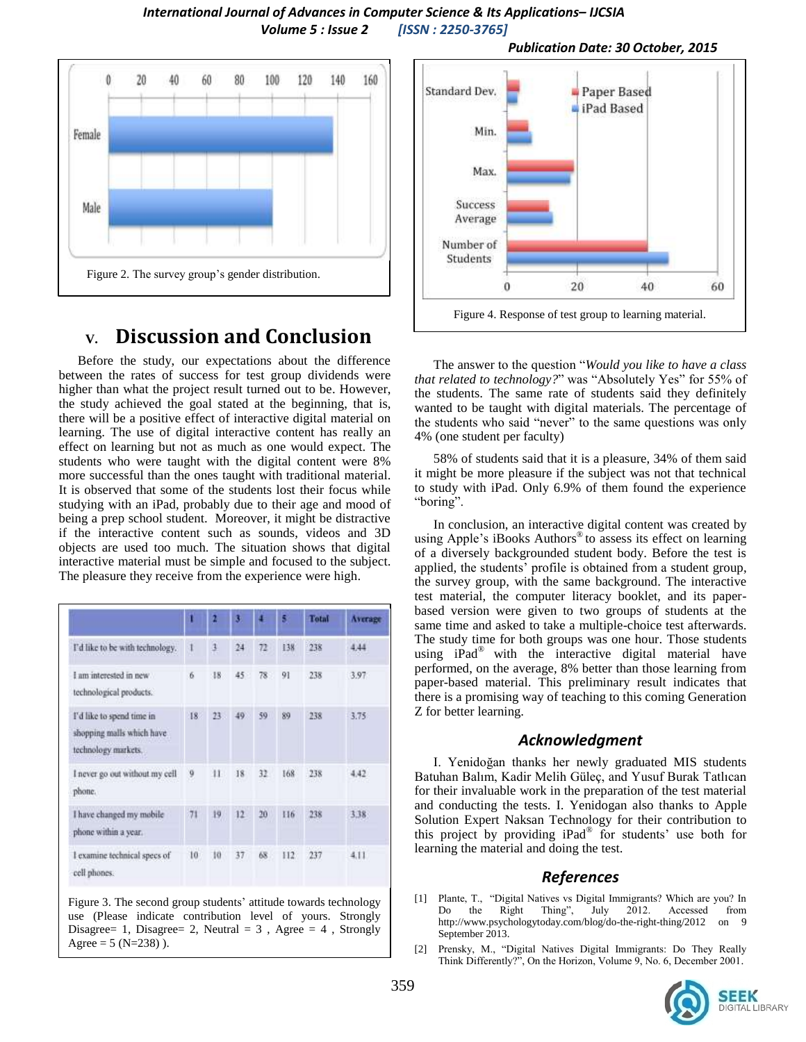Figure 2. The survey group's gender distribution.

## V. Discussion and Conclusion

Before the study, our expectations about the difference between the rates of success for test group dividends were higher than what the project result turned out to be. However, the study achieved the goal stated at the beginning, that is, there will be a positive effect of interactive digital material on learning. The use of digital interactive content has really an effect on learning but not as much as one would expect. The students who were taught with the digital content were 8% more successful than the ones taught with traditional material. It is observed that some of the students lost their focus while studying with an iPad, probably due to their age and mood of being a prep school student. Moreover, it might be distractive if the interactive content such as sounds, videos and 3D objects are used too much. The situation shows that digital interactive material must be simple and focused to the subject. The pleasure they receive from the experience were high.

| | 1 | 2 | 3 | 4 | 5 | Total | Average |
|---|---|---|---|---|---|---|---|
| I'd like to be with technology. | 1 | 3 | 24 | 72 | 138 | 238 | 4.44 |
| I am interested in new technological products. | 6 | 18 | 45 | 78 | 91 | 238 | 3.97 |
| I'd like to spend time in shopping malls which have technology markets. | 18 | 23 | 49 | 59 | 89 | 238 | 3.75 |
| I never go out without my cell phone. | 9 | 11 | 18 | 32 | 168 | 238 | 4.42 |
| I have changed my mobile phone within a year. | 71 | 19 | 12 | 20 | 116 | 238 | 3.38 |
| I examine technical specs of cell phones. | 10 | 10 | 37 | 68 | 112 | 237 | 4.11 |

Figure 3. The second group students' attitude towards technology use (Please indicate contribution level of yours. Strongly Disagree= 1, Disagree= 2, Neutral = 3 , Agree = 4 , Strongly Agree = 5 (N=238) ).

Figure 4. Response of test group to learning material.

The answer to the question "*Would you like to have a class that related to technology?*" was "Absolutely Yes" for 55% of the students. The same rate of students said they definitely wanted to be taught with digital materials. The percentage of the students who said "never" to the same questions was only 4% (one student per faculty)

58% of students said that it is a pleasure, 34% of them said it might be more pleasure if the subject was not that technical to study with iPad. Only 6.9% of them found the experience "boring".

In conclusion, an interactive digital content was created by using Apple's iBooks Authors® to assess its effect on learning of a diversely backgrounded student body. Before the test is applied, the students' profile is obtained from a student group, the survey group, with the same background. The interactive test material, the computer literacy booklet, and its paper-based version were given to two groups of students at the same time and asked to take a multiple-choice test afterwards. The study time for both groups was one hour. Those students using iPad® with the interactive digital material have performed, on the average, 8% better than those learning from paper-based material. This preliminary result indicates that there is a promising way of teaching to this coming Generation Z for better learning.

## Acknowledgment

I. Yenidoğan thanks her newly graduated MIS students Batuhan Balım, Kadir Melih Güleç, and Yusuf Burak Tatlıcan for their invaluable work in the preparation of the test material and conducting the tests. I. Yenidogan also thanks to Apple Solution Expert Naksan Technology for their contribution to this project by providing iPad® for students' use both for learning the material and doing the test.

## References

[1] Plante, T., "Digital Natives vs Digital Immigrants? Which are you? In Do the Right Thing", July 2012. Accessed from http://www.psychologytoday.com/blog/do-the-right-thing/2012 on 9 September 2013.

[2] Prensky, M., "Digital Natives Digital Immigrants: Do They Really Think Differently?", On the Horizon, Volume 9, No. 6, December 2001.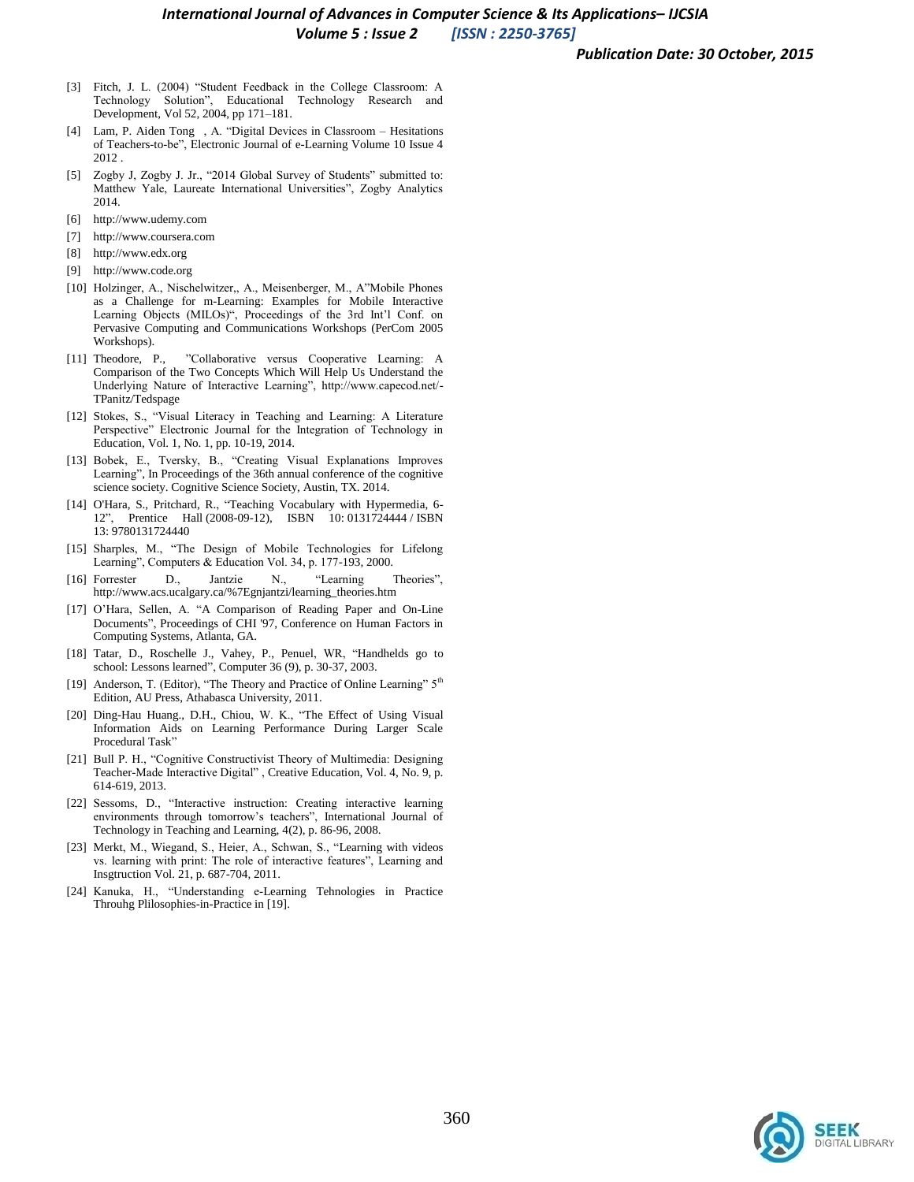[3] Fitch, J. L. (2004) "Student Feedback in the College Classroom: A Technology Solution", Educational Technology Research and Development, Vol 52, 2004, pp 171–181.

[4] Lam, P. Aiden Tong , A. "Digital Devices in Classroom – Hesitations of Teachers-to-be", Electronic Journal of e-Learning Volume 10 Issue 4 2012 .

[5] Zogby J, Zogby J. Jr., "2014 Global Survey of Students" submitted to: Matthew Yale, Laureate International Universities", Zogby Analytics 2014.

[6] http://www.udemy.com

[7] http://www.coursera.com

[8] http://www.edx.org

[9] http://www.code.org

[10] Holzinger, A., Nischelwitzer,, A., Meisenberger, M., A"Mobile Phones as a Challenge for m-Learning: Examples for Mobile Interactive Learning Objects (MILOs)", Proceedings of the 3rd Int'l Conf. on Pervasive Computing and Communications Workshops (PerCom 2005 Workshops).

[11] Theodore, P., "Collaborative versus Cooperative Learning: A Comparison of the Two Concepts Which Will Help Us Understand the Underlying Nature of Interactive Learning", http://www.capecod.net/-TPanitz/Tedspage

[12] Stokes, S., "Visual Literacy in Teaching and Learning: A Literature Perspective" Electronic Journal for the Integration of Technology in Education, Vol. 1, No. 1, pp. 10-19, 2014.

[13] Bobek, E., Tversky, B., "Creating Visual Explanations Improves Learning", In Proceedings of the 36th annual conference of the cognitive science society. Cognitive Science Society, Austin, TX. 2014.

[14] O'Hara, S., Pritchard, R., "Teaching Vocabulary with Hypermedia, 6-12", Prentice Hall (2008-09-12), ISBN 10: 0131724444 / ISBN 13: 9780131724440

[15] Sharples, M., "The Design of Mobile Technologies for Lifelong Learning", Computers & Education Vol. 34, p. 177-193, 2000.

[16] Forrester D., Jantzie N., "Learning Theories", http://www.acs.ucalgary.ca/%7Egnjantzi/learning_theories.htm

[17] O'Hara, Sellen, A. "A Comparison of Reading Paper and On-Line Documents", Proceedings of CHI '97, Conference on Human Factors in Computing Systems, Atlanta, GA.

[18] Tatar, D., Roschelle J., Vahey, P., Penuel, WR, "Handhelds go to school: Lessons learned", Computer 36 (9), p. 30-37, 2003.

[19] Anderson, T. (Editor), "The Theory and Practice of Online Learning" 5th Edition, AU Press, Athabasca University, 2011.

[20] Ding-Hau Huang., D.H., Chiou, W. K., "The Effect of Using Visual Information Aids on Learning Performance During Larger Scale Procedural Task"

[21] Bull P. H., "Cognitive Constructivist Theory of Multimedia: Designing Teacher-Made Interactive Digital" , Creative Education, Vol. 4, No. 9, p. 614-619, 2013.

[22] Sessoms, D., "Interactive instruction: Creating interactive learning environments through tomorrow's teachers", International Journal of Technology in Teaching and Learning, 4(2), p. 86-96, 2008.

[23] Merkt, M., Wiegand, S., Heier, A., Schwan, S., "Learning with videos vs. learning with print: The role of interactive features", Learning and Insgtruction Vol. 21, p. 687-704, 2011.

[24] Kanuka, H., "Understanding e-Learning Tehnologies in Practice Throuhg Plilosophies-in-Practice in [19].